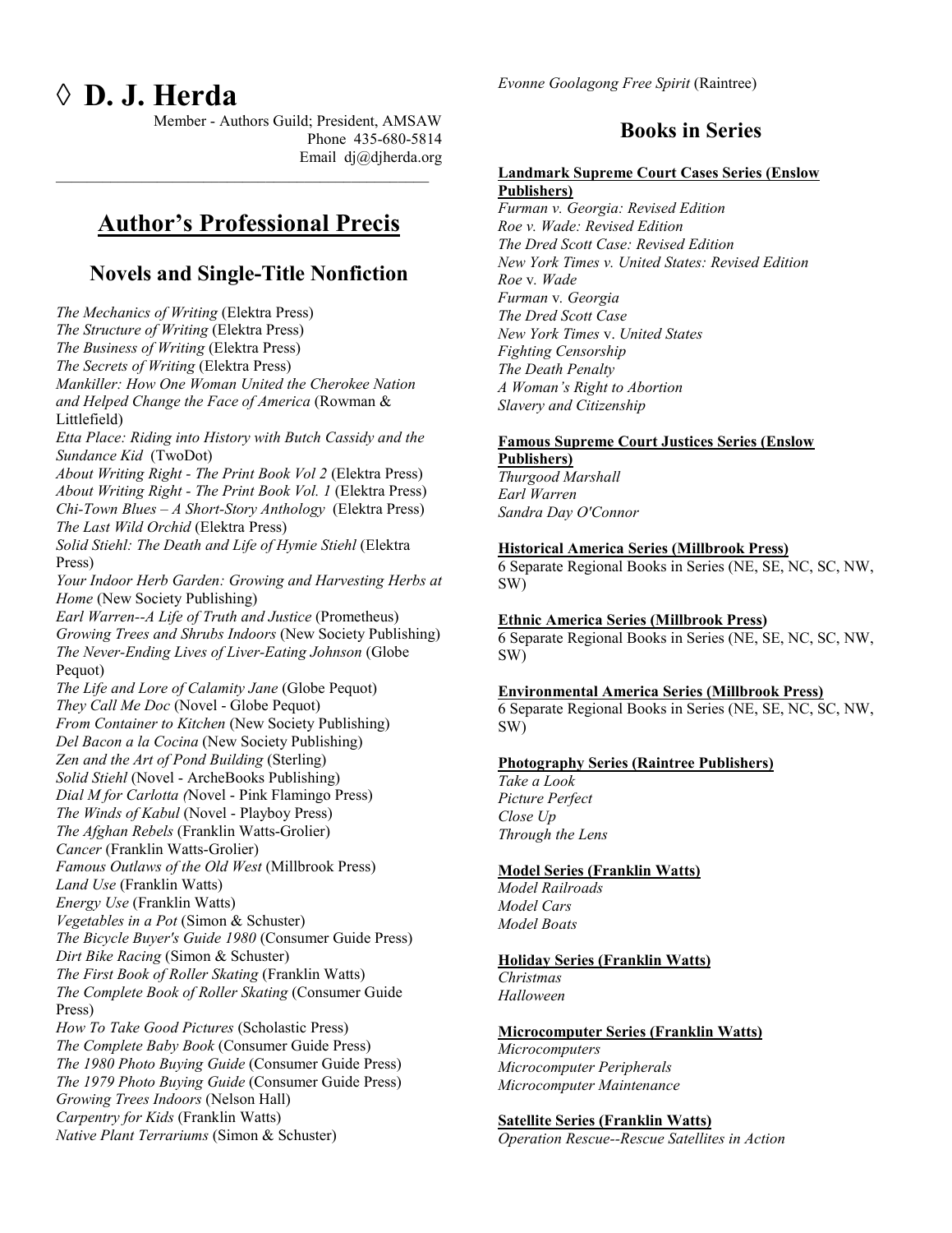# ◊ D. J. Herda

Member - Authors Guild; President, AMSAW
Phone 435-680-5814
Email dj@djherda.org

## Author's Professional Precis

### Novels and Single-Title Nonfiction

*The Mechanics of Writing* (Elektra Press)
*The Structure of Writing* (Elektra Press)
*The Business of Writing* (Elektra Press)
*The Secrets of Writing* (Elektra Press)
*Mankiller: How One Woman United the Cherokee Nation and Helped Change the Face of America* (Rowman & Littlefield)
*Etta Place: Riding into History with Butch Cassidy and the Sundance Kid* (TwoDot)
*About Writing Right - The Print Book Vol 2* (Elektra Press)
*About Writing Right - The Print Book Vol. 1* (Elektra Press)
*Chi-Town Blues – A Short-Story Anthology* (Elektra Press)
*The Last Wild Orchid* (Elektra Press)
*Solid Stiehl: The Death and Life of Hymie Stiehl* (Elektra Press)
*Your Indoor Herb Garden: Growing and Harvesting Herbs at Home* (New Society Publishing)
*Earl Warren--A Life of Truth and Justice* (Prometheus)
*Growing Trees and Shrubs Indoors* (New Society Publishing)
*The Never-Ending Lives of Liver-Eating Johnson* (Globe Pequot)
*The Life and Lore of Calamity Jane* (Globe Pequot)
*They Call Me Doc* (Novel - Globe Pequot)
*From Container to Kitchen* (New Society Publishing)
*Del Bacon a la Cocina* (New Society Publishing)
*Zen and the Art of Pond Building* (Sterling)
*Solid Stiehl* (Novel - ArcheBooks Publishing)
*Dial M for Carlotta (*Novel - Pink Flamingo Press)
*The Winds of Kabul* (Novel - Playboy Press)
*The Afghan Rebels* (Franklin Watts-Grolier)
*Cancer* (Franklin Watts-Grolier)
*Famous Outlaws of the Old West* (Millbrook Press)
*Land Use* (Franklin Watts)
*Energy Use* (Franklin Watts)
*Vegetables in a Pot* (Simon & Schuster)
*The Bicycle Buyer's Guide 1980* (Consumer Guide Press)
*Dirt Bike Racing* (Simon & Schuster)
*The First Book of Roller Skating* (Franklin Watts)
*The Complete Book of Roller Skating* (Consumer Guide Press)
*How To Take Good Pictures* (Scholastic Press)
*The Complete Baby Book* (Consumer Guide Press)
*The 1980 Photo Buying Guide* (Consumer Guide Press)
*The 1979 Photo Buying Guide* (Consumer Guide Press)
*Growing Trees Indoors* (Nelson Hall)
*Carpentry for Kids* (Franklin Watts)
*Native Plant Terrariums* (Simon & Schuster)
*Evonne Goolagong Free Spirit* (Raintree)

### Books in Series

**Landmark Supreme Court Cases Series (Enslow Publishers)**
*Furman v. Georgia: Revised Edition*
*Roe v. Wade: Revised Edition*
*The Dred Scott Case: Revised Edition*
*New York Times v. United States: Revised Edition*
*Roe* v. *Wade*
*Furman* v. *Georgia*
*The Dred Scott Case*
*New York Times* v. *United States*
*Fighting Censorship*
*The Death Penalty*
*A Woman's Right to Abortion*
*Slavery and Citizenship*

**Famous Supreme Court Justices Series (Enslow Publishers)**
*Thurgood Marshall*
*Earl Warren*
*Sandra Day O'Connor*

**Historical America Series (Millbrook Press)**
6 Separate Regional Books in Series (NE, SE, NC, SC, NW, SW)

**Ethnic America Series (Millbrook Press)**
6 Separate Regional Books in Series (NE, SE, NC, SC, NW, SW)

**Environmental America Series (Millbrook Press)**
6 Separate Regional Books in Series (NE, SE, NC, SC, NW, SW)

**Photography Series (Raintree Publishers)**
*Take a Look*
*Picture Perfect*
*Close Up*
*Through the Lens*

**Model Series (Franklin Watts)**
*Model Railroads*
*Model Cars*
*Model Boats*

**Holiday Series (Franklin Watts)**
*Christmas*
*Halloween*

**Microcomputer Series (Franklin Watts)**
*Microcomputers*
*Microcomputer Peripherals*
*Microcomputer Maintenance*

**Satellite Series (Franklin Watts)**
*Operation Rescue--Rescue Satellites in Action*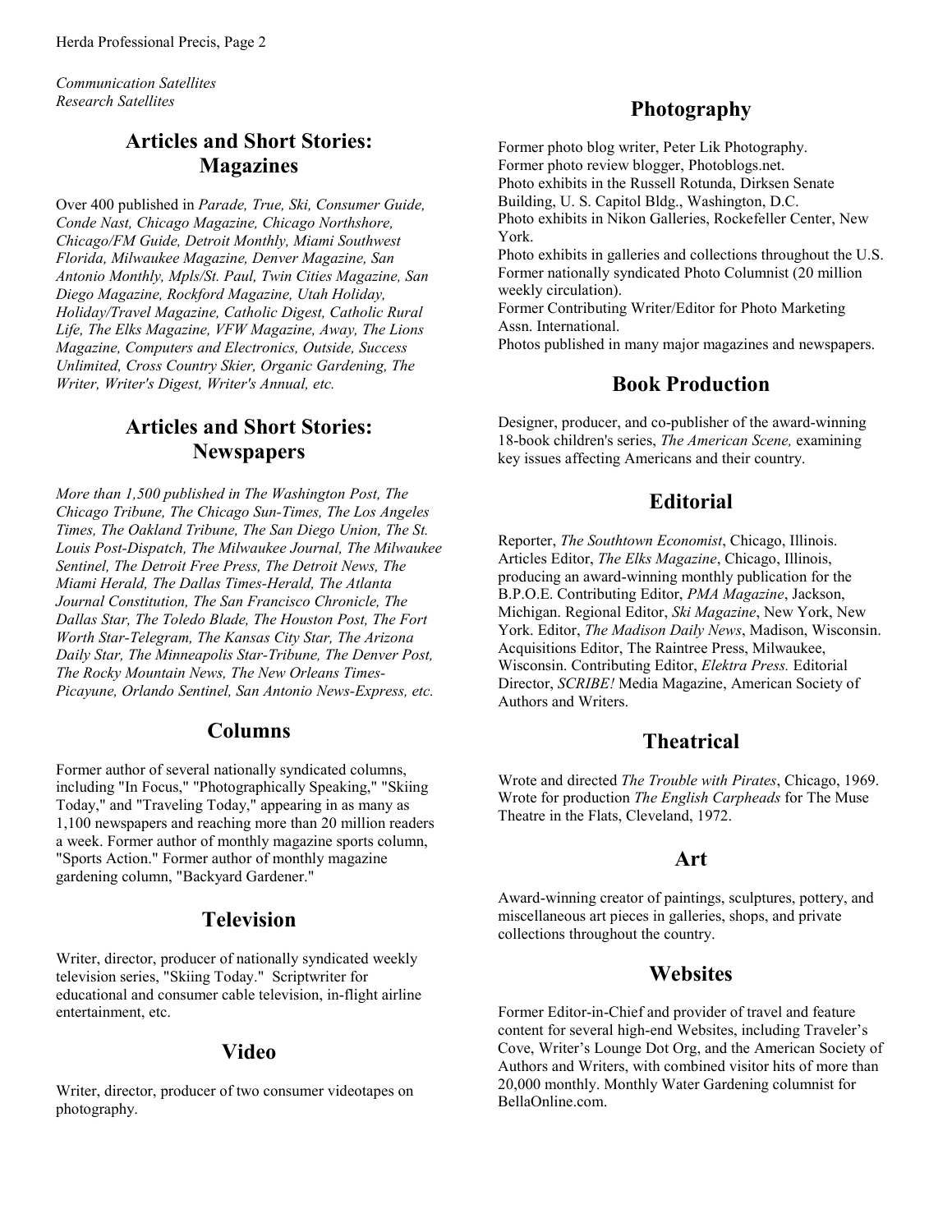*Communication Satellites*
*Research Satellites*

## Articles and Short Stories: Magazines

Over 400 published in *Parade, True, Ski, Consumer Guide, Conde Nast, Chicago Magazine, Chicago Northshore, Chicago/FM Guide, Detroit Monthly, Miami Southwest Florida, Milwaukee Magazine, Denver Magazine, San Antonio Monthly, Mpls/St. Paul, Twin Cities Magazine, San Diego Magazine, Rockford Magazine, Utah Holiday, Holiday/Travel Magazine, Catholic Digest, Catholic Rural Life, The Elks Magazine, VFW Magazine, Away, The Lions Magazine, Computers and Electronics, Outside, Success Unlimited, Cross Country Skier, Organic Gardening, The Writer, Writer's Digest, Writer's Annual, etc.*

## Articles and Short Stories: Newspapers

*More than 1,500 published in The Washington Post, The Chicago Tribune, The Chicago Sun-Times, The Los Angeles Times, The Oakland Tribune, The San Diego Union, The St. Louis Post-Dispatch, The Milwaukee Journal, The Milwaukee Sentinel, The Detroit Free Press, The Detroit News, The Miami Herald, The Dallas Times-Herald, The Atlanta Journal Constitution, The San Francisco Chronicle, The Dallas Star, The Toledo Blade, The Houston Post, The Fort Worth Star-Telegram, The Kansas City Star, The Arizona Daily Star, The Minneapolis Star-Tribune, The Denver Post, The Rocky Mountain News, The New Orleans Times-Picayune, Orlando Sentinel, San Antonio News-Express, etc.*

## Columns

Former author of several nationally syndicated columns, including "In Focus," "Photographically Speaking," "Skiing Today," and "Traveling Today," appearing in as many as 1,100 newspapers and reaching more than 20 million readers a week. Former author of monthly magazine sports column, "Sports Action." Former author of monthly magazine gardening column, "Backyard Gardener."

## Television

Writer, director, producer of nationally syndicated weekly television series, "Skiing Today." Scriptwriter for educational and consumer cable television, in-flight airline entertainment, etc.

## Video

Writer, director, producer of two consumer videotapes on photography.

## Photography

Former photo blog writer, Peter Lik Photography.
Former photo review blogger, Photoblogs.net.
Photo exhibits in the Russell Rotunda, Dirksen Senate Building, U. S. Capitol Bldg., Washington, D.C.
Photo exhibits in Nikon Galleries, Rockefeller Center, New York.
Photo exhibits in galleries and collections throughout the U.S.
Former nationally syndicated Photo Columnist (20 million weekly circulation).
Former Contributing Writer/Editor for Photo Marketing Assn. International.
Photos published in many major magazines and newspapers.

## Book Production

Designer, producer, and co-publisher of the award-winning 18-book children's series, *The American Scene,* examining key issues affecting Americans and their country.

## Editorial

Reporter, *The Southtown Economist*, Chicago, Illinois. Articles Editor, *The Elks Magazine*, Chicago, Illinois, producing an award-winning monthly publication for the B.P.O.E. Contributing Editor, *PMA Magazine*, Jackson, Michigan. Regional Editor, *Ski Magazine*, New York, New York. Editor, *The Madison Daily News*, Madison, Wisconsin. Acquisitions Editor, The Raintree Press, Milwaukee, Wisconsin. Contributing Editor, *Elektra Press.* Editorial Director, *SCRIBE!* Media Magazine, American Society of Authors and Writers.

## Theatrical

Wrote and directed *The Trouble with Pirates*, Chicago, 1969. Wrote for production *The English Carpheads* for The Muse Theatre in the Flats, Cleveland, 1972.

## Art

Award-winning creator of paintings, sculptures, pottery, and miscellaneous art pieces in galleries, shops, and private collections throughout the country.

## Websites

Former Editor-in-Chief and provider of travel and feature content for several high-end Websites, including Traveler's Cove, Writer's Lounge Dot Org, and the American Society of Authors and Writers, with combined visitor hits of more than 20,000 monthly. Monthly Water Gardening columnist for BellaOnline.com.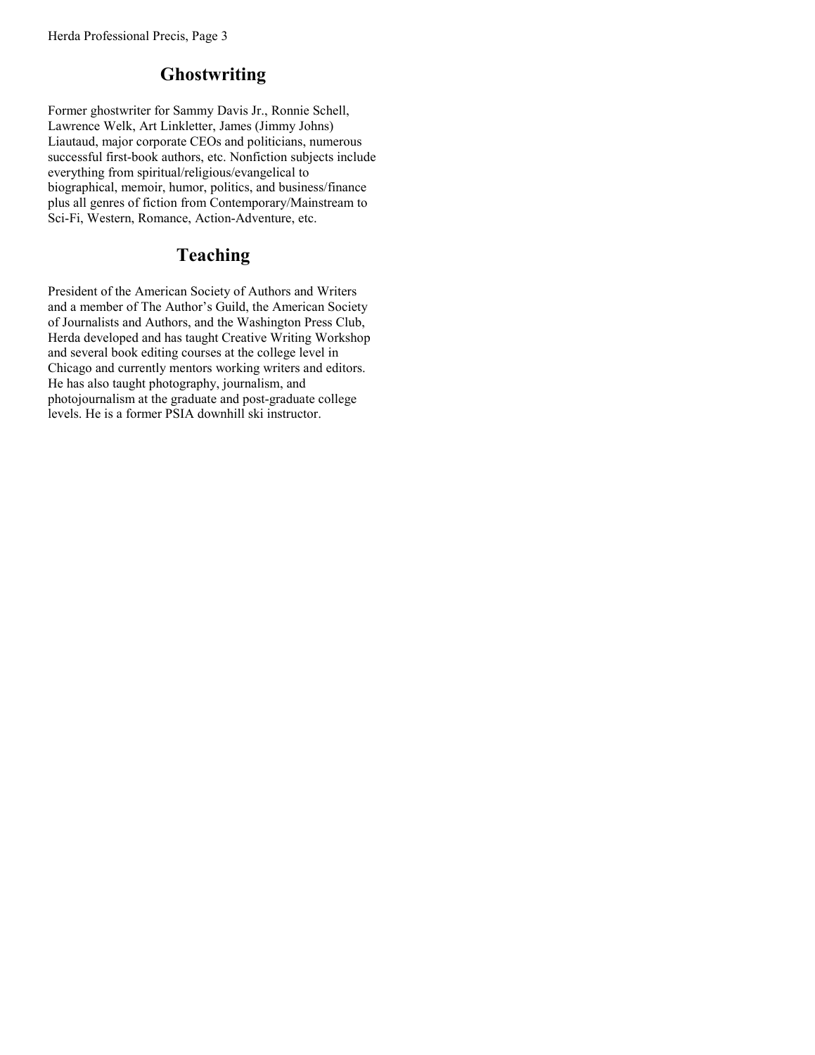## Ghostwriting

Former ghostwriter for Sammy Davis Jr., Ronnie Schell, Lawrence Welk, Art Linkletter, James (Jimmy Johns) Liautaud, major corporate CEOs and politicians, numerous successful first-book authors, etc. Nonfiction subjects include everything from spiritual/religious/evangelical to biographical, memoir, humor, politics, and business/finance plus all genres of fiction from Contemporary/Mainstream to Sci-Fi, Western, Romance, Action-Adventure, etc.

## Teaching

President of the American Society of Authors and Writers and a member of The Author's Guild, the American Society of Journalists and Authors, and the Washington Press Club, Herda developed and has taught Creative Writing Workshop and several book editing courses at the college level in Chicago and currently mentors working writers and editors. He has also taught photography, journalism, and photojournalism at the graduate and post-graduate college levels. He is a former PSIA downhill ski instructor.